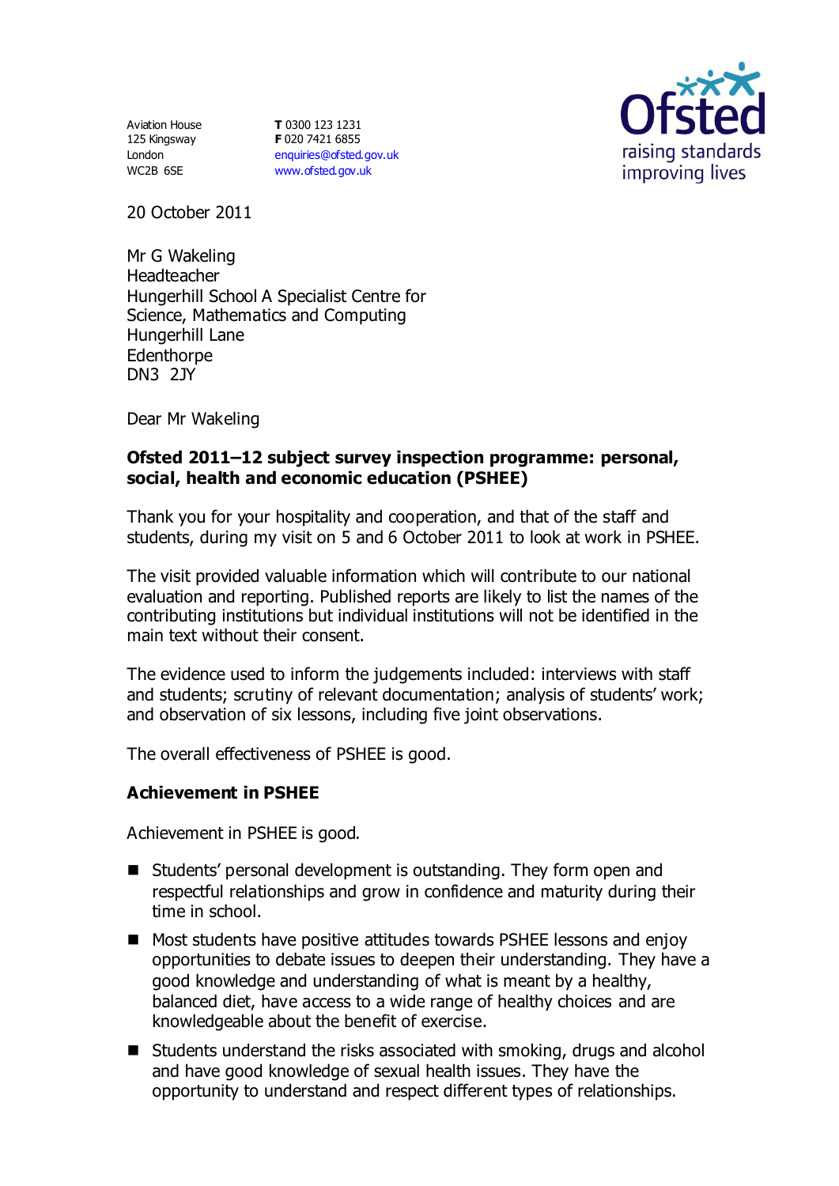Aviation House
125 Kingsway
London
WC2B 6SE

**T** 0300 123 1231
**F** 020 7421 6855
enquiries@ofsted.gov.uk
www.ofsted.gov.uk

Ofsted
raising standards
improving lives

20 October 2011

Mr G Wakeling
Headteacher
Hungerhill School A Specialist Centre for Science, Mathematics and Computing
Hungerhill Lane
Edenthorpe
DN3 2JY

Dear Mr Wakeling

**Ofsted 2011–12 subject survey inspection programme: personal, social, health and economic education (PSHEE)**

Thank you for your hospitality and cooperation, and that of the staff and students, during my visit on 5 and 6 October 2011 to look at work in PSHEE.

The visit provided valuable information which will contribute to our national evaluation and reporting. Published reports are likely to list the names of the contributing institutions but individual institutions will not be identified in the main text without their consent.

The evidence used to inform the judgements included: interviews with staff and students; scrutiny of relevant documentation; analysis of students' work; and observation of six lessons, including five joint observations.

The overall effectiveness of PSHEE is good.

## Achievement in PSHEE

Achievement in PSHEE is good.

- Students' personal development is outstanding. They form open and respectful relationships and grow in confidence and maturity during their time in school.
- Most students have positive attitudes towards PSHEE lessons and enjoy opportunities to debate issues to deepen their understanding. They have a good knowledge and understanding of what is meant by a healthy, balanced diet, have access to a wide range of healthy choices and are knowledgeable about the benefit of exercise.
- Students understand the risks associated with smoking, drugs and alcohol and have good knowledge of sexual health issues. They have the opportunity to understand and respect different types of relationships.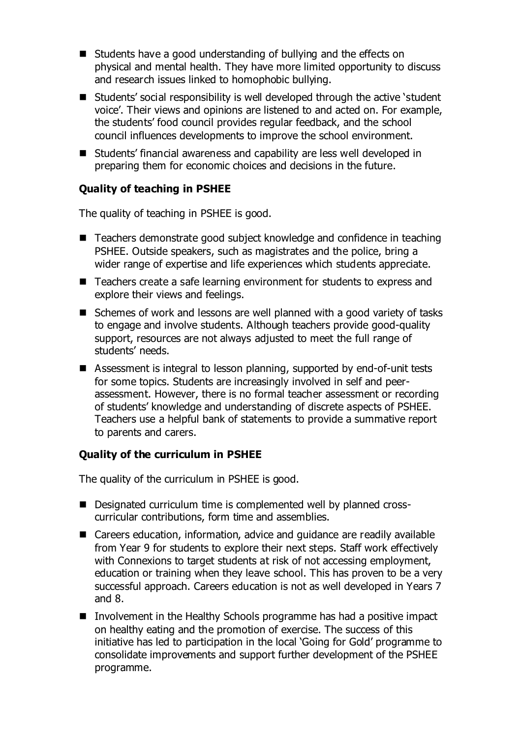- Students have a good understanding of bullying and the effects on physical and mental health. They have more limited opportunity to discuss and research issues linked to homophobic bullying.
- Students' social responsibility is well developed through the active 'student voice'. Their views and opinions are listened to and acted on. For example, the students' food council provides regular feedback, and the school council influences developments to improve the school environment.
- Students' financial awareness and capability are less well developed in preparing them for economic choices and decisions in the future.

**Quality of teaching in PSHEE**

The quality of teaching in PSHEE is good.

- Teachers demonstrate good subject knowledge and confidence in teaching PSHEE. Outside speakers, such as magistrates and the police, bring a wider range of expertise and life experiences which students appreciate.
- Teachers create a safe learning environment for students to express and explore their views and feelings.
- Schemes of work and lessons are well planned with a good variety of tasks to engage and involve students. Although teachers provide good-quality support, resources are not always adjusted to meet the full range of students' needs.
- Assessment is integral to lesson planning, supported by end-of-unit tests for some topics. Students are increasingly involved in self and peer-assessment. However, there is no formal teacher assessment or recording of students' knowledge and understanding of discrete aspects of PSHEE. Teachers use a helpful bank of statements to provide a summative report to parents and carers.

**Quality of the curriculum in PSHEE**

The quality of the curriculum in PSHEE is good.

- Designated curriculum time is complemented well by planned cross-curricular contributions, form time and assemblies.
- Careers education, information, advice and guidance are readily available from Year 9 for students to explore their next steps. Staff work effectively with Connexions to target students at risk of not accessing employment, education or training when they leave school. This has proven to be a very successful approach. Careers education is not as well developed in Years 7 and 8.
- Involvement in the Healthy Schools programme has had a positive impact on healthy eating and the promotion of exercise. The success of this initiative has led to participation in the local 'Going for Gold' programme to consolidate improvements and support further development of the PSHEE programme.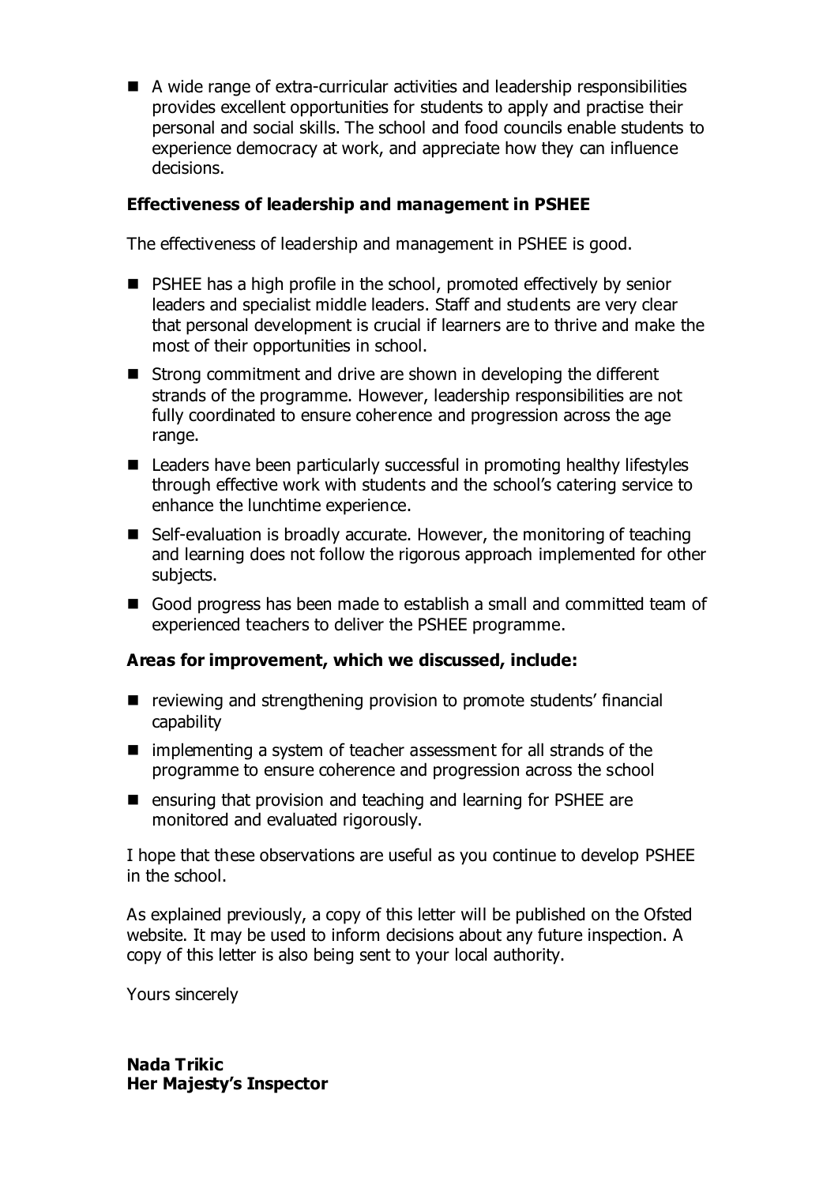- A wide range of extra-curricular activities and leadership responsibilities provides excellent opportunities for students to apply and practise their personal and social skills. The school and food councils enable students to experience democracy at work, and appreciate how they can influence decisions.

**Effectiveness of leadership and management in PSHEE**

The effectiveness of leadership and management in PSHEE is good.

- PSHEE has a high profile in the school, promoted effectively by senior leaders and specialist middle leaders. Staff and students are very clear that personal development is crucial if learners are to thrive and make the most of their opportunities in school.
- Strong commitment and drive are shown in developing the different strands of the programme. However, leadership responsibilities are not fully coordinated to ensure coherence and progression across the age range.
- Leaders have been particularly successful in promoting healthy lifestyles through effective work with students and the school's catering service to enhance the lunchtime experience.
- Self-evaluation is broadly accurate. However, the monitoring of teaching and learning does not follow the rigorous approach implemented for other subjects.
- Good progress has been made to establish a small and committed team of experienced teachers to deliver the PSHEE programme.

**Areas for improvement, which we discussed, include:**

- reviewing and strengthening provision to promote students' financial capability
- implementing a system of teacher assessment for all strands of the programme to ensure coherence and progression across the school
- ensuring that provision and teaching and learning for PSHEE are monitored and evaluated rigorously.

I hope that these observations are useful as you continue to develop PSHEE in the school.

As explained previously, a copy of this letter will be published on the Ofsted website. It may be used to inform decisions about any future inspection. A copy of this letter is also being sent to your local authority.

Yours sincerely

**Nada Trikic**
**Her Majesty's Inspector**